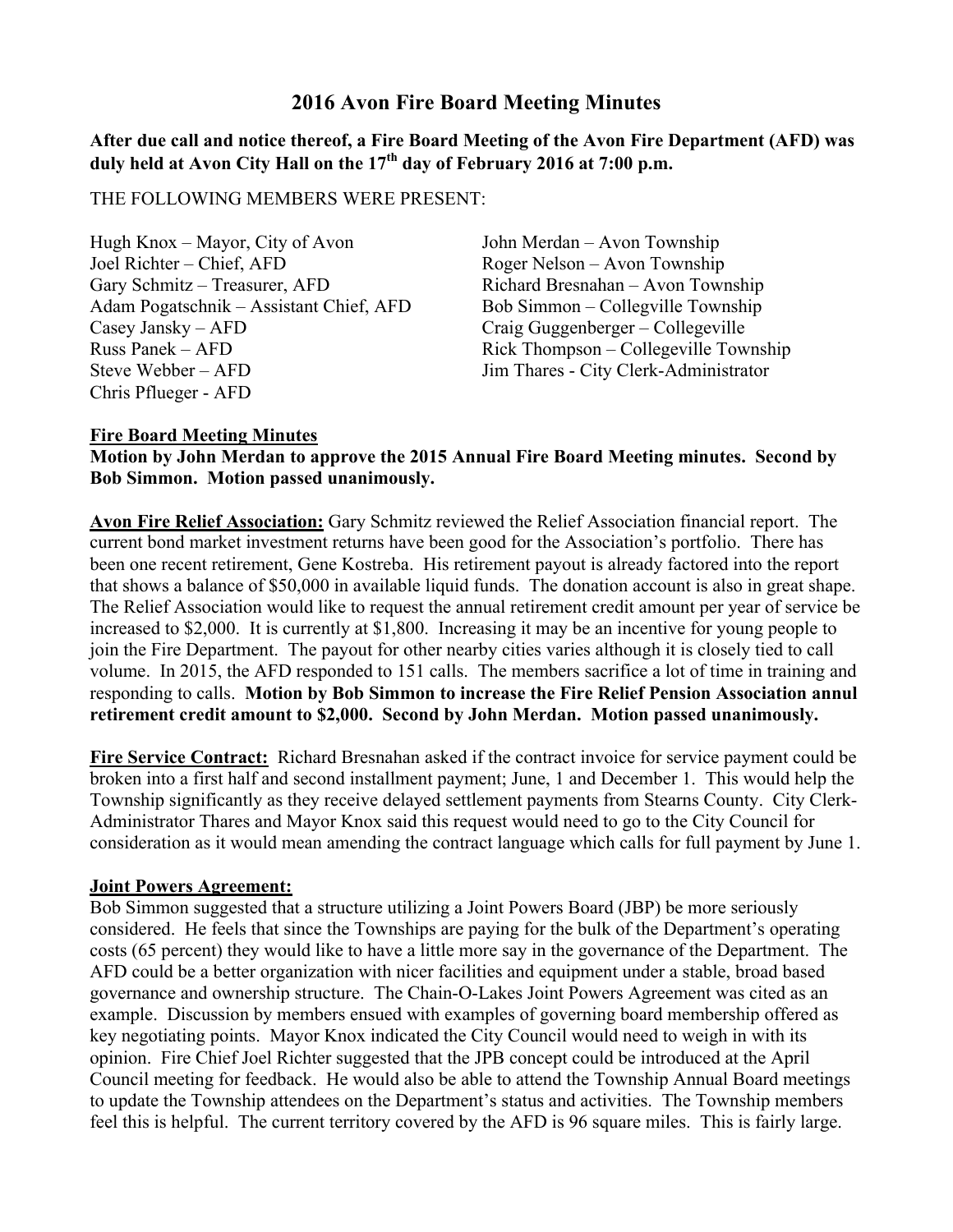# 2016 Avon Fire Board Meeting Minutes

**After due call and notice thereof, a Fire Board Meeting of the Avon Fire Department (AFD) was duly held at Avon City Hall on the 17th day of February 2016 at 7:00 p.m.**

THE FOLLOWING MEMBERS WERE PRESENT:

Hugh Knox – Mayor, City of Avon
Joel Richter – Chief, AFD
Gary Schmitz – Treasurer, AFD
Adam Pogatschnik – Assistant Chief, AFD
Casey Jansky – AFD
Russ Panek – AFD
Steve Webber – AFD
Chris Pflueger - AFD
John Merdan – Avon Township
Roger Nelson – Avon Township
Richard Bresnahan – Avon Township
Bob Simmon – Collegville Township
Craig Guggenberger – Collegeville
Rick Thompson – Collegeville Township
Jim Thares - City Clerk-Administrator

**Fire Board Meeting Minutes**

**Motion by John Merdan to approve the 2015 Annual Fire Board Meeting minutes. Second by Bob Simmon. Motion passed unanimously.**

**Avon Fire Relief Association:** Gary Schmitz reviewed the Relief Association financial report. The current bond market investment returns have been good for the Association's portfolio. There has been one recent retirement, Gene Kostreba. His retirement payout is already factored into the report that shows a balance of $50,000 in available liquid funds. The donation account is also in great shape. The Relief Association would like to request the annual retirement credit amount per year of service be increased to $2,000. It is currently at $1,800. Increasing it may be an incentive for young people to join the Fire Department. The payout for other nearby cities varies although it is closely tied to call volume. In 2015, the AFD responded to 151 calls. The members sacrifice a lot of time in training and responding to calls. **Motion by Bob Simmon to increase the Fire Relief Pension Association annul retirement credit amount to $2,000. Second by John Merdan. Motion passed unanimously.**

**Fire Service Contract:** Richard Bresnahan asked if the contract invoice for service payment could be broken into a first half and second installment payment; June, 1 and December 1. This would help the Township significantly as they receive delayed settlement payments from Stearns County. City Clerk-Administrator Thares and Mayor Knox said this request would need to go to the City Council for consideration as it would mean amending the contract language which calls for full payment by June 1.

**Joint Powers Agreement:**

Bob Simmon suggested that a structure utilizing a Joint Powers Board (JBP) be more seriously considered. He feels that since the Townships are paying for the bulk of the Department's operating costs (65 percent) they would like to have a little more say in the governance of the Department. The AFD could be a better organization with nicer facilities and equipment under a stable, broad based governance and ownership structure. The Chain-O-Lakes Joint Powers Agreement was cited as an example. Discussion by members ensued with examples of governing board membership offered as key negotiating points. Mayor Knox indicated the City Council would need to weigh in with its opinion. Fire Chief Joel Richter suggested that the JPB concept could be introduced at the April Council meeting for feedback. He would also be able to attend the Township Annual Board meetings to update the Township attendees on the Department's status and activities. The Township members feel this is helpful. The current territory covered by the AFD is 96 square miles. This is fairly large.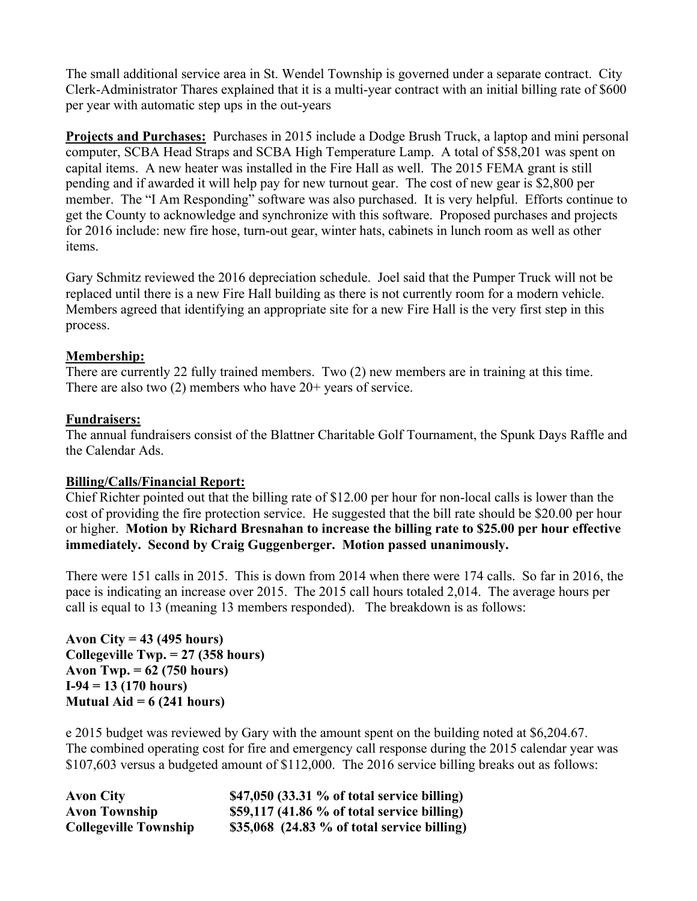The small additional service area in St. Wendel Township is governed under a separate contract. City Clerk-Administrator Thares explained that it is a multi-year contract with an initial billing rate of $600 per year with automatic step ups in the out-years

**Projects and Purchases:** Purchases in 2015 include a Dodge Brush Truck, a laptop and mini personal computer, SCBA Head Straps and SCBA High Temperature Lamp. A total of $58,201 was spent on capital items. A new heater was installed in the Fire Hall as well. The 2015 FEMA grant is still pending and if awarded it will help pay for new turnout gear. The cost of new gear is $2,800 per member. The "I Am Responding" software was also purchased. It is very helpful. Efforts continue to get the County to acknowledge and synchronize with this software. Proposed purchases and projects for 2016 include: new fire hose, turn-out gear, winter hats, cabinets in lunch room as well as other items.

Gary Schmitz reviewed the 2016 depreciation schedule. Joel said that the Pumper Truck will not be replaced until there is a new Fire Hall building as there is not currently room for a modern vehicle. Members agreed that identifying an appropriate site for a new Fire Hall is the very first step in this process.

**Membership:**

There are currently 22 fully trained members. Two (2) new members are in training at this time. There are also two (2) members who have 20+ years of service.

**Fundraisers:**

The annual fundraisers consist of the Blattner Charitable Golf Tournament, the Spunk Days Raffle and the Calendar Ads.

**Billing/Calls/Financial Report:**

Chief Richter pointed out that the billing rate of $12.00 per hour for non-local calls is lower than the cost of providing the fire protection service. He suggested that the bill rate should be $20.00 per hour or higher. **Motion by Richard Bresnahan to increase the billing rate to $25.00 per hour effective immediately. Second by Craig Guggenberger. Motion passed unanimously.**

There were 151 calls in 2015. This is down from 2014 when there were 174 calls. So far in 2016, the pace is indicating an increase over 2015. The 2015 call hours totaled 2,014. The average hours per call is equal to 13 (meaning 13 members responded). The breakdown is as follows:

**Avon City = 43 (495 hours)**
**Collegeville Twp. = 27 (358 hours)**
**Avon Twp. = 62 (750 hours)**
**I-94 = 13 (170 hours)**
**Mutual Aid = 6 (241 hours)**

e 2015 budget was reviewed by Gary with the amount spent on the building noted at $6,204.67. The combined operating cost for fire and emergency call response during the 2015 calendar year was $107,603 versus a budgeted amount of $112,000. The 2016 service billing breaks out as follows:

| | |
|---|---|
| **Avon City** | **$47,050 (33.31 % of total service billing)** |
| **Avon Township** | **$59,117 (41.86 % of total service billing)** |
| **Collegeville Township** | **$35,068 (24.83 % of total service billing)** |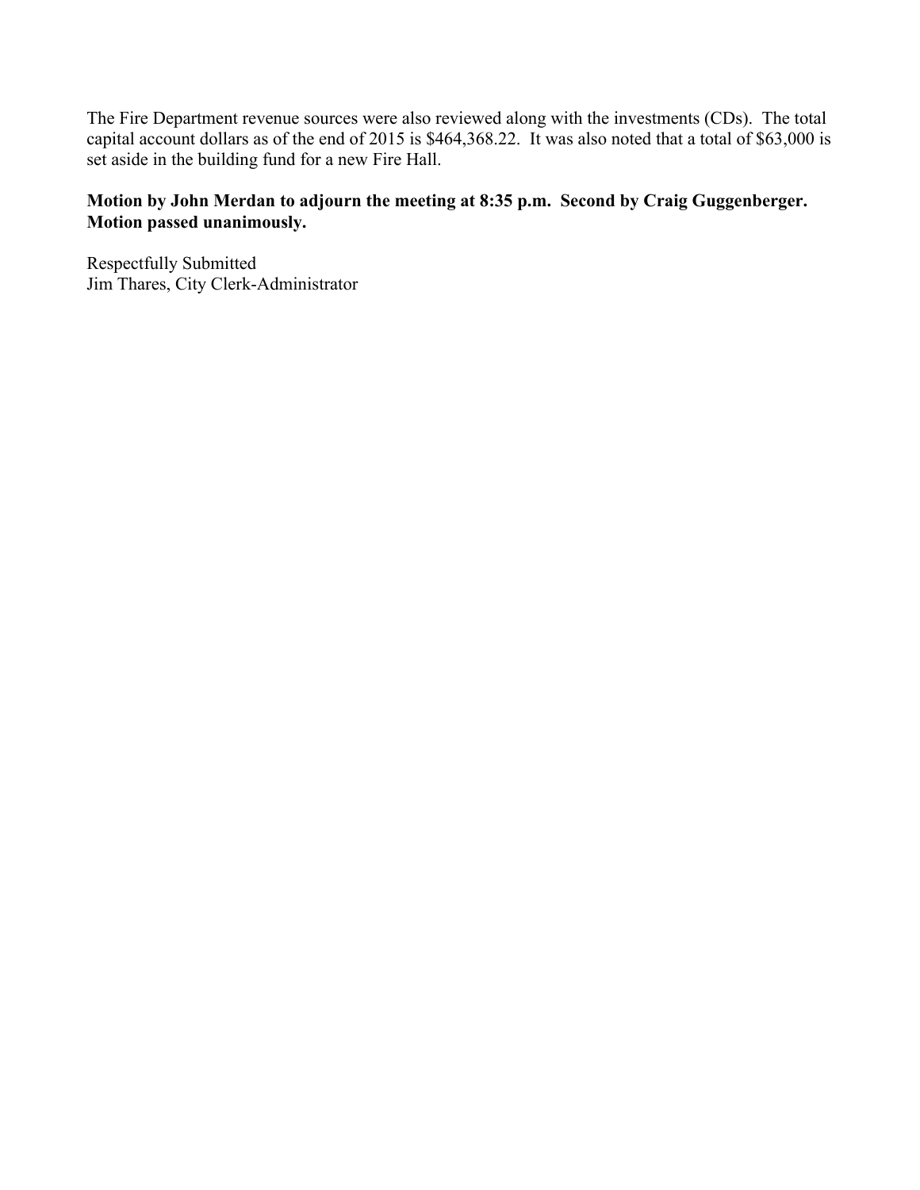The Fire Department revenue sources were also reviewed along with the investments (CDs). The total capital account dollars as of the end of 2015 is $464,368.22. It was also noted that a total of $63,000 is set aside in the building fund for a new Fire Hall.

**Motion by John Merdan to adjourn the meeting at 8:35 p.m. Second by Craig Guggenberger. Motion passed unanimously.**

Respectfully Submitted
Jim Thares, City Clerk-Administrator